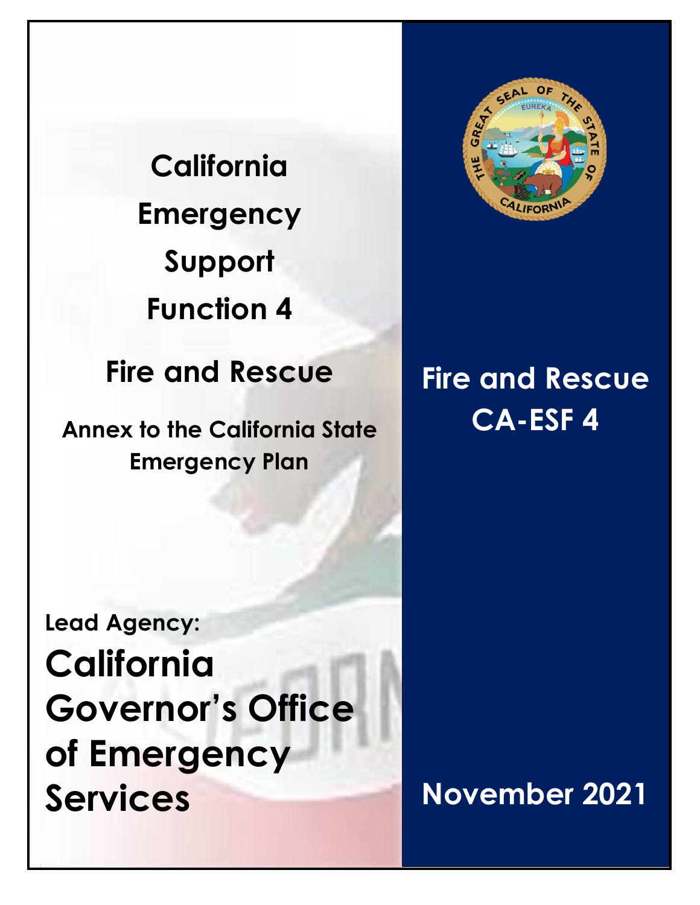# California Emergency Support Function 4

## Fire and Rescue

**Annex to the California State Emergency Plan**

**Lead Agency:**

**California Governor's Office of Emergency Services**

**Fire and Rescue CA-ESF 4**

**November 2021**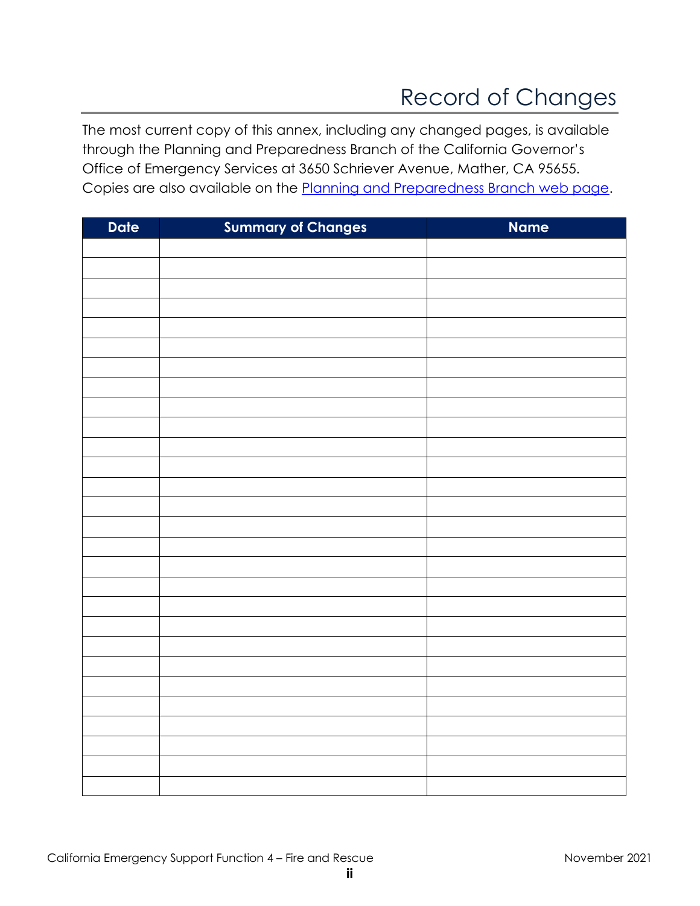# Record of Changes

The most current copy of this annex, including any changed pages, is available through the Planning and Preparedness Branch of the California Governor's Office of Emergency Services at 3650 Schriever Avenue, Mather, CA 95655. Copies are also available on the Planning and Preparedness Branch web page.

| Date | Summary of Changes | Name |
|---|---|---|
| | | |
| | | |
| | | |
| | | |
| | | |
| | | |
| | | |
| | | |
| | | |
| | | |
| | | |
| | | |
| | | |
| | | |
| | | |
| | | |
| | | |
| | | |
| | | |
| | | |
| | | |
| | | |
| | | |
| | | |
| | | |
| | | |
| | | |
| | | |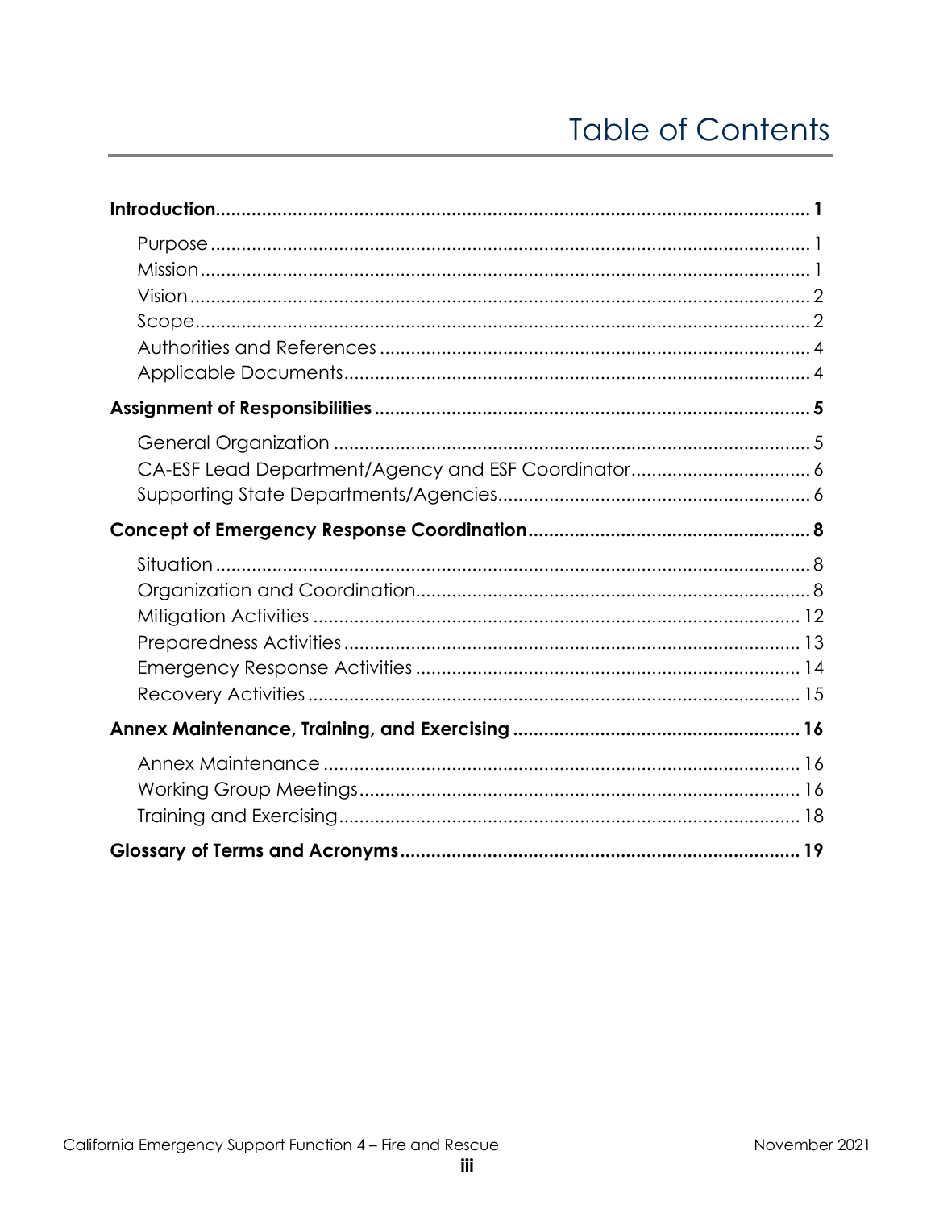# Table of Contents

**Introduction ... 1**

- Purpose ... 1
- Mission ... 1
- Vision ... 2
- Scope ... 2
- Authorities and References ... 4
- Applicable Documents ... 4

**Assignment of Responsibilities ... 5**

- General Organization ... 5
- CA-ESF Lead Department/Agency and ESF Coordinator ... 6
- Supporting State Departments/Agencies ... 6

**Concept of Emergency Response Coordination ... 8**

- Situation ... 8
- Organization and Coordination ... 8
- Mitigation Activities ... 12
- Preparedness Activities ... 13
- Emergency Response Activities ... 14
- Recovery Activities ... 15

**Annex Maintenance, Training, and Exercising ... 16**

- Annex Maintenance ... 16
- Working Group Meetings ... 16
- Training and Exercising ... 18

**Glossary of Terms and Acronyms ... 19**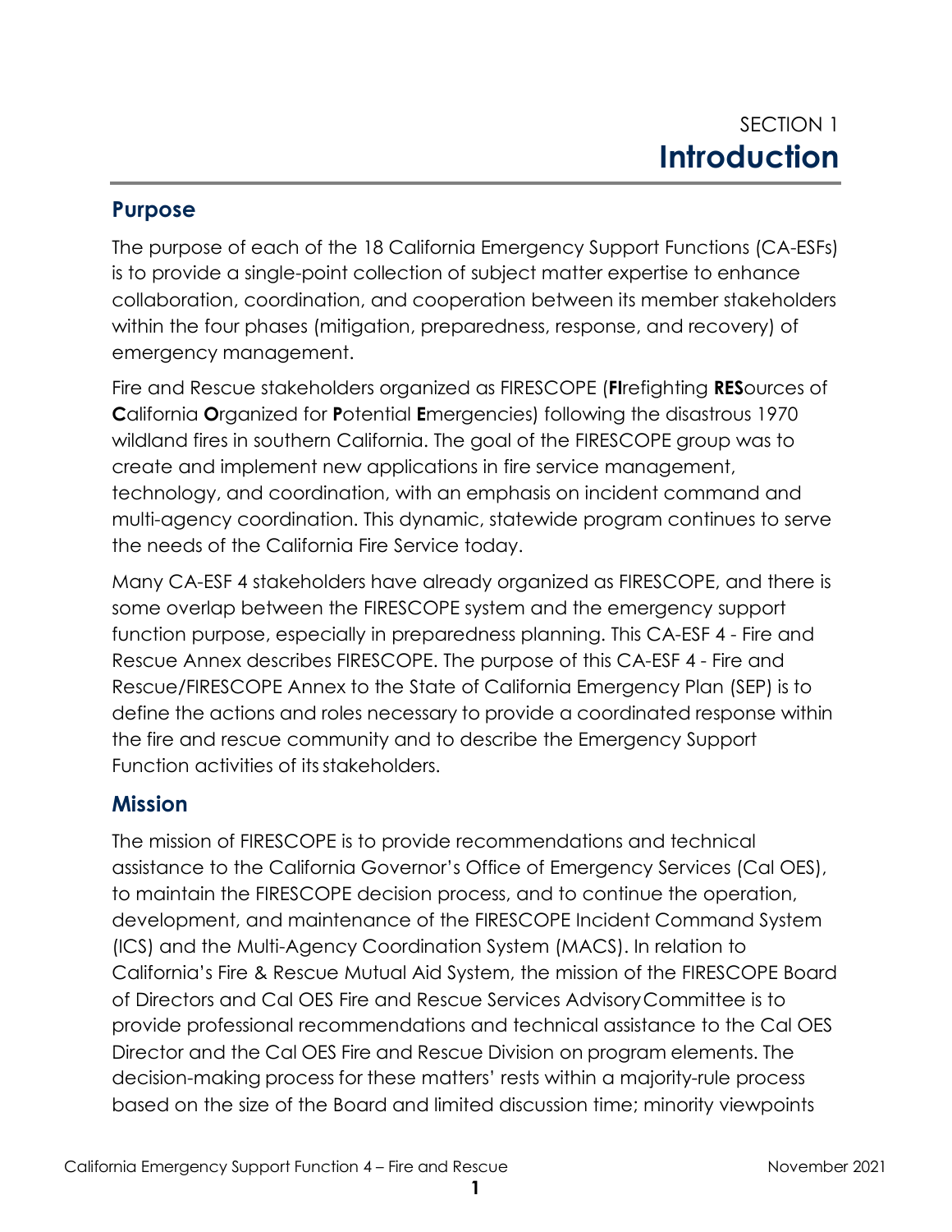# SECTION 1
# Introduction

## Purpose

The purpose of each of the 18 California Emergency Support Functions (CA-ESFs) is to provide a single-point collection of subject matter expertise to enhance collaboration, coordination, and cooperation between its member stakeholders within the four phases (mitigation, preparedness, response, and recovery) of emergency management.

Fire and Rescue stakeholders organized as FIRESCOPE (**FI**refighting **RES**ources of **C**alifornia **O**rganized for **P**otential **E**mergencies) following the disastrous 1970 wildland fires in southern California. The goal of the FIRESCOPE group was to create and implement new applications in fire service management, technology, and coordination, with an emphasis on incident command and multi-agency coordination. This dynamic, statewide program continues to serve the needs of the California Fire Service today.

Many CA-ESF 4 stakeholders have already organized as FIRESCOPE, and there is some overlap between the FIRESCOPE system and the emergency support function purpose, especially in preparedness planning. This CA-ESF 4 - Fire and Rescue Annex describes FIRESCOPE. The purpose of this CA-ESF 4 - Fire and Rescue/FIRESCOPE Annex to the State of California Emergency Plan (SEP) is to define the actions and roles necessary to provide a coordinated response within the fire and rescue community and to describe the Emergency Support Function activities of its stakeholders.

## Mission

The mission of FIRESCOPE is to provide recommendations and technical assistance to the California Governor's Office of Emergency Services (Cal OES), to maintain the FIRESCOPE decision process, and to continue the operation, development, and maintenance of the FIRESCOPE Incident Command System (ICS) and the Multi-Agency Coordination System (MACS). In relation to California's Fire & Rescue Mutual Aid System, the mission of the FIRESCOPE Board of Directors and Cal OES Fire and Rescue Services Advisory Committee is to provide professional recommendations and technical assistance to the Cal OES Director and the Cal OES Fire and Rescue Division on program elements. The decision-making process for these matters' rests within a majority-rule process based on the size of the Board and limited discussion time; minority viewpoints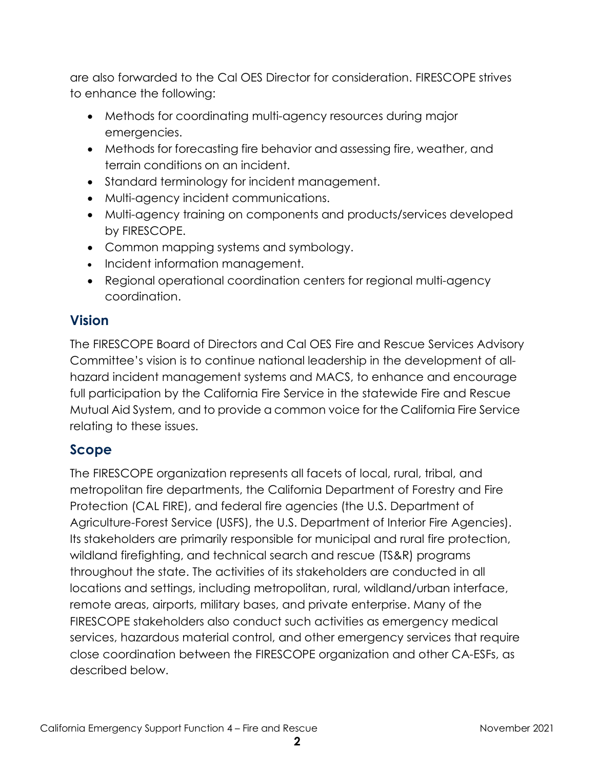are also forwarded to the Cal OES Director for consideration. FIRESCOPE strives to enhance the following:

- Methods for coordinating multi-agency resources during major emergencies.
- Methods for forecasting fire behavior and assessing fire, weather, and terrain conditions on an incident.
- Standard terminology for incident management.
- Multi-agency incident communications.
- Multi-agency training on components and products/services developed by FIRESCOPE.
- Common mapping systems and symbology.
- Incident information management.
- Regional operational coordination centers for regional multi-agency coordination.

## Vision

The FIRESCOPE Board of Directors and Cal OES Fire and Rescue Services Advisory Committee's vision is to continue national leadership in the development of all-hazard incident management systems and MACS, to enhance and encourage full participation by the California Fire Service in the statewide Fire and Rescue Mutual Aid System, and to provide a common voice for the California Fire Service relating to these issues.

## Scope

The FIRESCOPE organization represents all facets of local, rural, tribal, and metropolitan fire departments, the California Department of Forestry and Fire Protection (CAL FIRE), and federal fire agencies (the U.S. Department of Agriculture-Forest Service (USFS), the U.S. Department of Interior Fire Agencies). Its stakeholders are primarily responsible for municipal and rural fire protection, wildland firefighting, and technical search and rescue (TS&R) programs throughout the state. The activities of its stakeholders are conducted in all locations and settings, including metropolitan, rural, wildland/urban interface, remote areas, airports, military bases, and private enterprise. Many of the FIRESCOPE stakeholders also conduct such activities as emergency medical services, hazardous material control, and other emergency services that require close coordination between the FIRESCOPE organization and other CA-ESFs, as described below.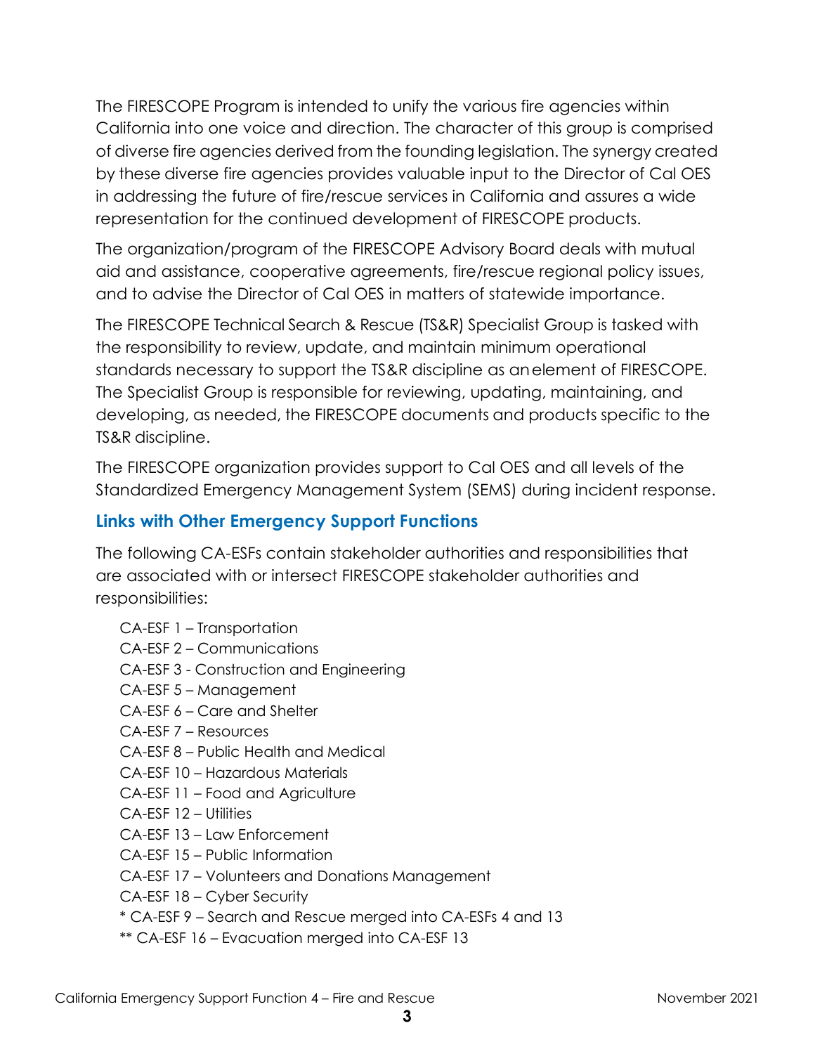The FIRESCOPE Program is intended to unify the various fire agencies within California into one voice and direction. The character of this group is comprised of diverse fire agencies derived from the founding legislation. The synergy created by these diverse fire agencies provides valuable input to the Director of Cal OES in addressing the future of fire/rescue services in California and assures a wide representation for the continued development of FIRESCOPE products.

The organization/program of the FIRESCOPE Advisory Board deals with mutual aid and assistance, cooperative agreements, fire/rescue regional policy issues, and to advise the Director of Cal OES in matters of statewide importance.

The FIRESCOPE Technical Search & Rescue (TS&R) Specialist Group is tasked with the responsibility to review, update, and maintain minimum operational standards necessary to support the TS&R discipline as an element of FIRESCOPE. The Specialist Group is responsible for reviewing, updating, maintaining, and developing, as needed, the FIRESCOPE documents and products specific to the TS&R discipline.

The FIRESCOPE organization provides support to Cal OES and all levels of the Standardized Emergency Management System (SEMS) during incident response.

## Links with Other Emergency Support Functions

The following CA-ESFs contain stakeholder authorities and responsibilities that are associated with or intersect FIRESCOPE stakeholder authorities and responsibilities:

CA-ESF 1 – Transportation
CA-ESF 2 – Communications
CA-ESF 3 - Construction and Engineering
CA-ESF 5 – Management
CA-ESF 6 – Care and Shelter
CA-ESF 7 – Resources
CA-ESF 8 – Public Health and Medical
CA-ESF 10 – Hazardous Materials
CA-ESF 11 – Food and Agriculture
CA-ESF 12 – Utilities
CA-ESF 13 – Law Enforcement
CA-ESF 15 – Public Information
CA-ESF 17 – Volunteers and Donations Management
CA-ESF 18 – Cyber Security
* CA-ESF 9 – Search and Rescue merged into CA-ESFs 4 and 13
** CA-ESF 16 – Evacuation merged into CA-ESF 13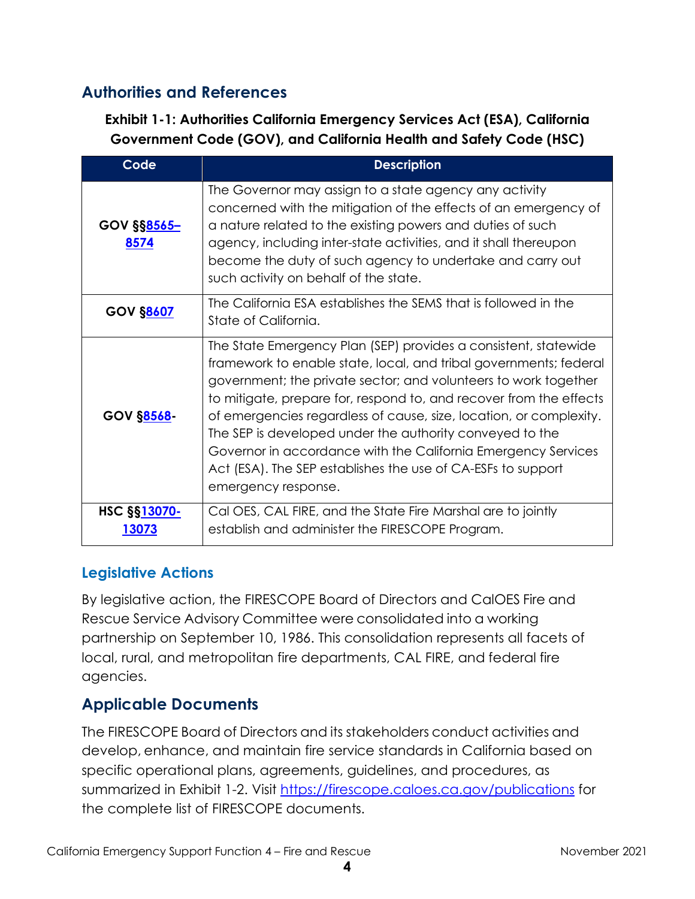## Authorities and References

**Exhibit 1-1: Authorities California Emergency Services Act (ESA), California Government Code (GOV), and California Health and Safety Code (HSC)**

| Code | Description |
| --- | --- |
| **GOV §§8565–8574** | The Governor may assign to a state agency any activity concerned with the mitigation of the effects of an emergency of a nature related to the existing powers and duties of such agency, including inter-state activities, and it shall thereupon become the duty of such agency to undertake and carry out such activity on behalf of the state. |
| **GOV §8607** | The California ESA establishes the SEMS that is followed in the State of California. |
| **GOV §8568-** | The State Emergency Plan (SEP) provides a consistent, statewide framework to enable state, local, and tribal governments; federal government; the private sector; and volunteers to work together to mitigate, prepare for, respond to, and recover from the effects of emergencies regardless of cause, size, location, or complexity. The SEP is developed under the authority conveyed to the Governor in accordance with the California Emergency Services Act (ESA). The SEP establishes the use of CA-ESFs to support emergency response. |
| **HSC §§13070-13073** | Cal OES, CAL FIRE, and the State Fire Marshal are to jointly establish and administer the FIRESCOPE Program. |

### Legislative Actions

By legislative action, the FIRESCOPE Board of Directors and CalOES Fire and Rescue Service Advisory Committee were consolidated into a working partnership on September 10, 1986. This consolidation represents all facets of local, rural, and metropolitan fire departments, CAL FIRE, and federal fire agencies.

## Applicable Documents

The FIRESCOPE Board of Directors and its stakeholders conduct activities and develop, enhance, and maintain fire service standards in California based on specific operational plans, agreements, guidelines, and procedures, as summarized in Exhibit 1-2. Visit https://firescope.caloes.ca.gov/publications for the complete list of FIRESCOPE documents.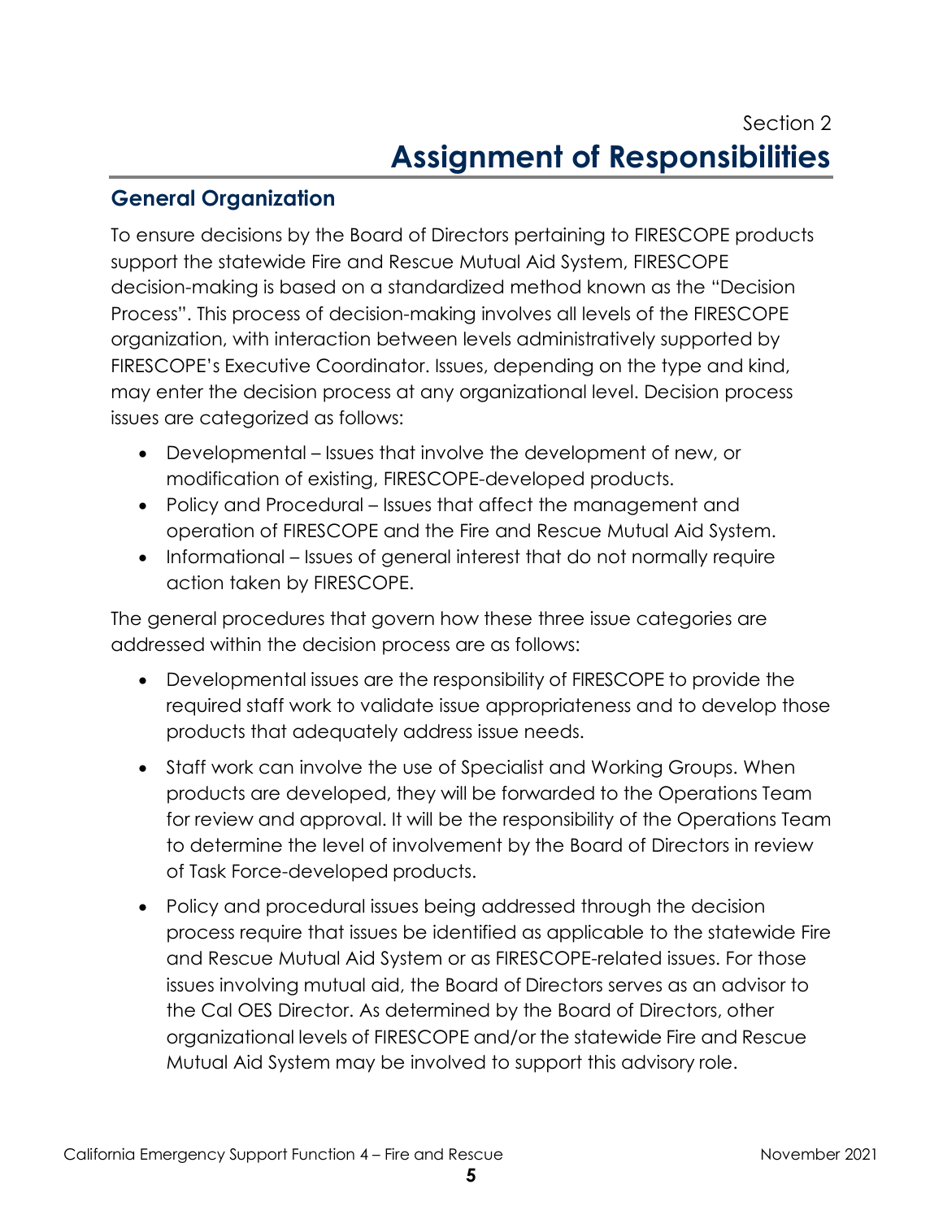Section 2

# Assignment of Responsibilities

## General Organization

To ensure decisions by the Board of Directors pertaining to FIRESCOPE products support the statewide Fire and Rescue Mutual Aid System, FIRESCOPE decision-making is based on a standardized method known as the "Decision Process". This process of decision-making involves all levels of the FIRESCOPE organization, with interaction between levels administratively supported by FIRESCOPE's Executive Coordinator. Issues, depending on the type and kind, may enter the decision process at any organizational level. Decision process issues are categorized as follows:

- Developmental – Issues that involve the development of new, or modification of existing, FIRESCOPE-developed products.
- Policy and Procedural – Issues that affect the management and operation of FIRESCOPE and the Fire and Rescue Mutual Aid System.
- Informational – Issues of general interest that do not normally require action taken by FIRESCOPE.

The general procedures that govern how these three issue categories are addressed within the decision process are as follows:

- Developmental issues are the responsibility of FIRESCOPE to provide the required staff work to validate issue appropriateness and to develop those products that adequately address issue needs.
- Staff work can involve the use of Specialist and Working Groups. When products are developed, they will be forwarded to the Operations Team for review and approval. It will be the responsibility of the Operations Team to determine the level of involvement by the Board of Directors in review of Task Force-developed products.
- Policy and procedural issues being addressed through the decision process require that issues be identified as applicable to the statewide Fire and Rescue Mutual Aid System or as FIRESCOPE-related issues. For those issues involving mutual aid, the Board of Directors serves as an advisor to the Cal OES Director. As determined by the Board of Directors, other organizational levels of FIRESCOPE and/or the statewide Fire and Rescue Mutual Aid System may be involved to support this advisory role.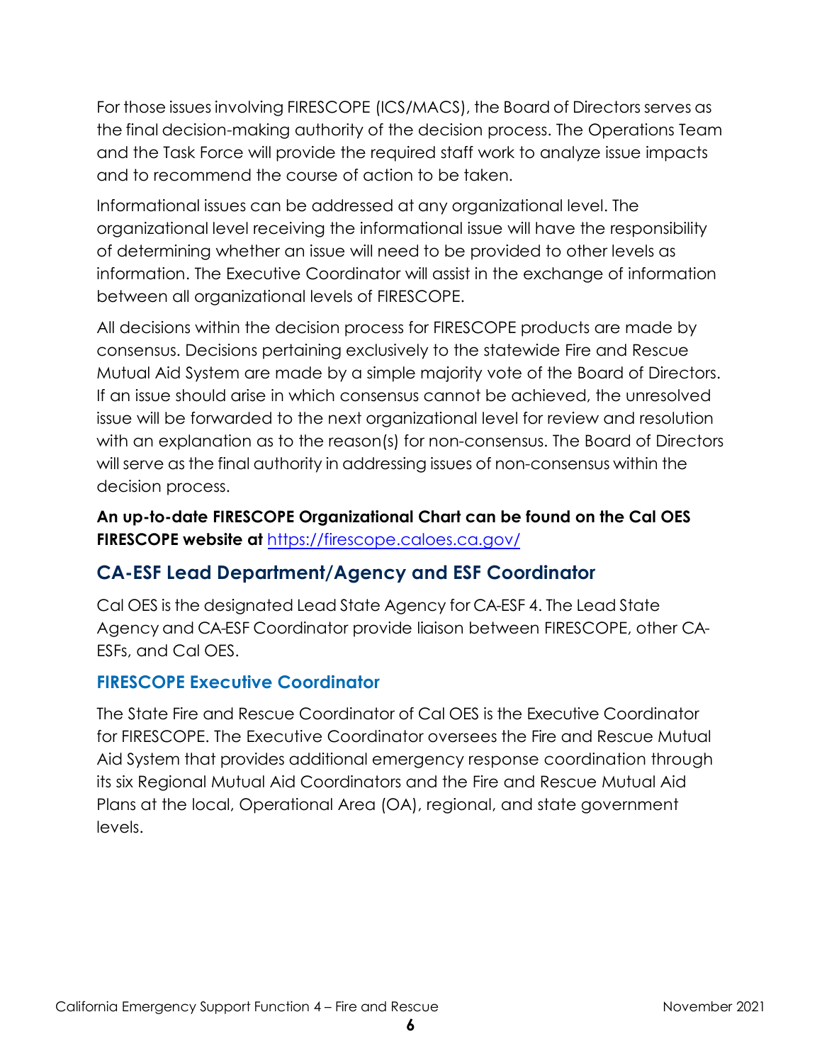For those issues involving FIRESCOPE (ICS/MACS), the Board of Directors serves as the final decision-making authority of the decision process. The Operations Team and the Task Force will provide the required staff work to analyze issue impacts and to recommend the course of action to be taken.

Informational issues can be addressed at any organizational level. The organizational level receiving the informational issue will have the responsibility of determining whether an issue will need to be provided to other levels as information. The Executive Coordinator will assist in the exchange of information between all organizational levels of FIRESCOPE.

All decisions within the decision process for FIRESCOPE products are made by consensus. Decisions pertaining exclusively to the statewide Fire and Rescue Mutual Aid System are made by a simple majority vote of the Board of Directors. If an issue should arise in which consensus cannot be achieved, the unresolved issue will be forwarded to the next organizational level for review and resolution with an explanation as to the reason(s) for non-consensus. The Board of Directors will serve as the final authority in addressing issues of non-consensus within the decision process.

**An up-to-date FIRESCOPE Organizational Chart can be found on the Cal OES FIRESCOPE website at** [https://firescope.caloes.ca.gov/](https://firescope.caloes.ca.gov/)

## CA-ESF Lead Department/Agency and ESF Coordinator

Cal OES is the designated Lead State Agency for CA-ESF 4. The Lead State Agency and CA-ESF Coordinator provide liaison between FIRESCOPE, other CA-ESFs, and Cal OES.

### FIRESCOPE Executive Coordinator

The State Fire and Rescue Coordinator of Cal OES is the Executive Coordinator for FIRESCOPE. The Executive Coordinator oversees the Fire and Rescue Mutual Aid System that provides additional emergency response coordination through its six Regional Mutual Aid Coordinators and the Fire and Rescue Mutual Aid Plans at the local, Operational Area (OA), regional, and state government levels.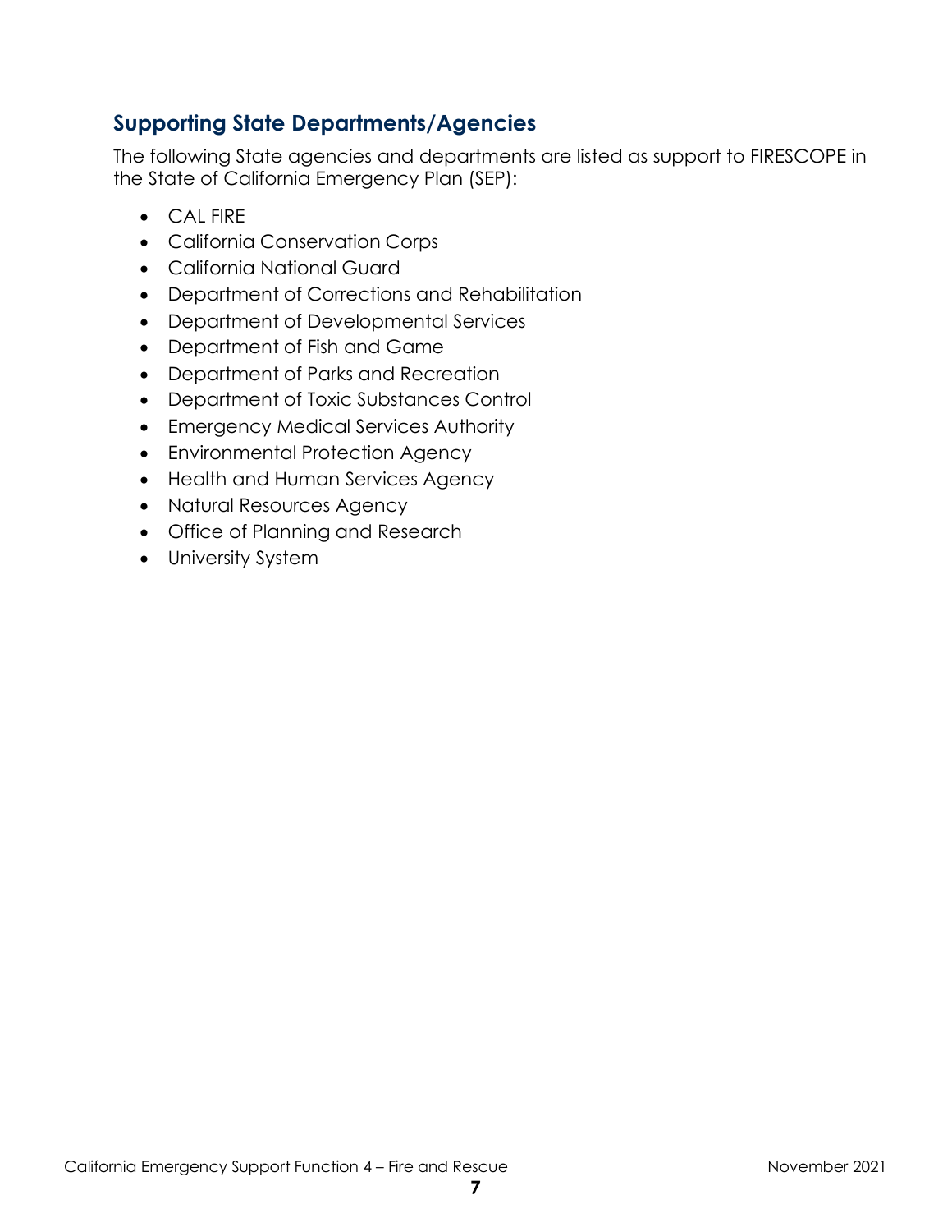## Supporting State Departments/Agencies

The following State agencies and departments are listed as support to FIRESCOPE in the State of California Emergency Plan (SEP):

- CAL FIRE
- California Conservation Corps
- California National Guard
- Department of Corrections and Rehabilitation
- Department of Developmental Services
- Department of Fish and Game
- Department of Parks and Recreation
- Department of Toxic Substances Control
- Emergency Medical Services Authority
- Environmental Protection Agency
- Health and Human Services Agency
- Natural Resources Agency
- Office of Planning and Research
- University System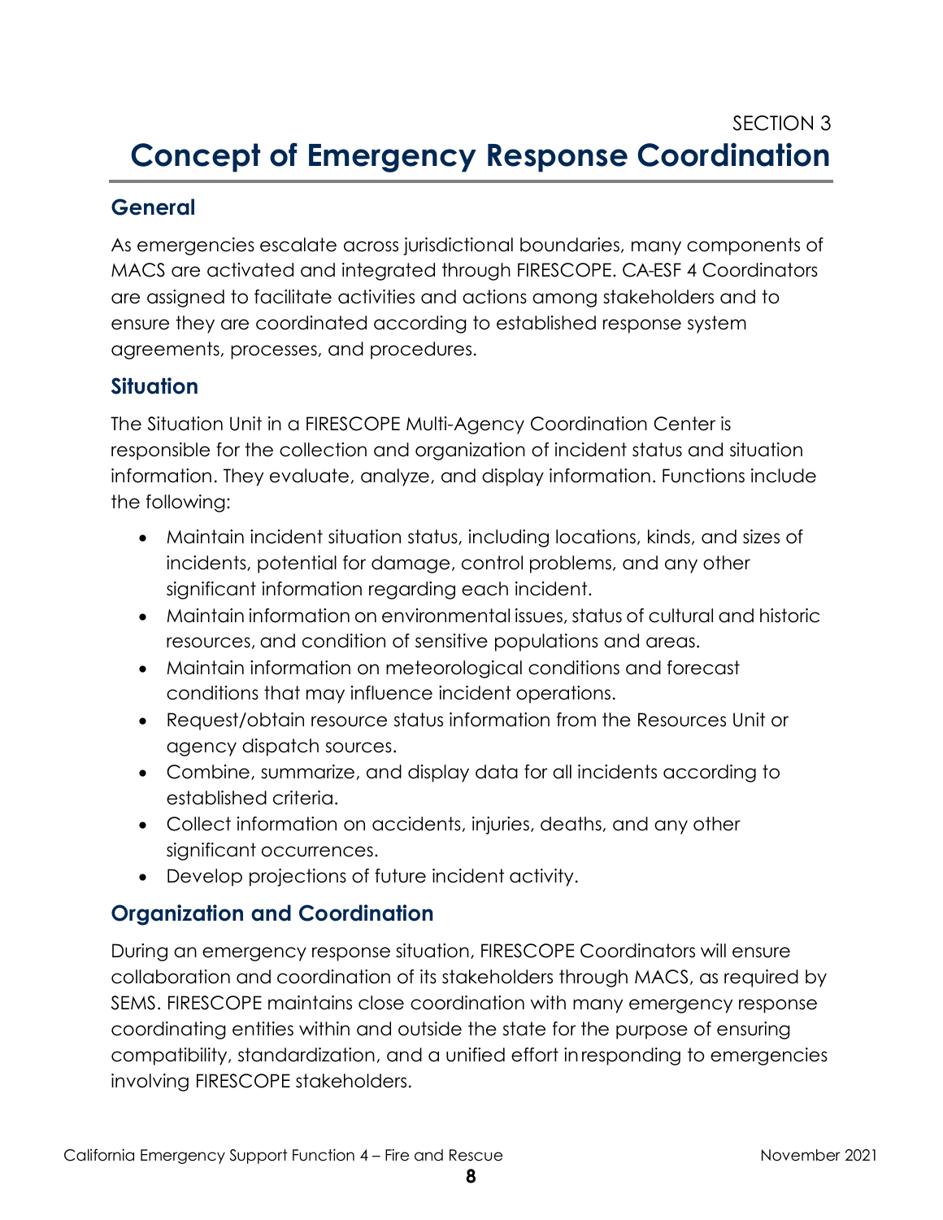SECTION 3

# Concept of Emergency Response Coordination

## General

As emergencies escalate across jurisdictional boundaries, many components of MACS are activated and integrated through FIRESCOPE. CA-ESF 4 Coordinators are assigned to facilitate activities and actions among stakeholders and to ensure they are coordinated according to established response system agreements, processes, and procedures.

## Situation

The Situation Unit in a FIRESCOPE Multi-Agency Coordination Center is responsible for the collection and organization of incident status and situation information. They evaluate, analyze, and display information. Functions include the following:

- Maintain incident situation status, including locations, kinds, and sizes of incidents, potential for damage, control problems, and any other significant information regarding each incident.
- Maintain information on environmental issues, status of cultural and historic resources, and condition of sensitive populations and areas.
- Maintain information on meteorological conditions and forecast conditions that may influence incident operations.
- Request/obtain resource status information from the Resources Unit or agency dispatch sources.
- Combine, summarize, and display data for all incidents according to established criteria.
- Collect information on accidents, injuries, deaths, and any other significant occurrences.
- Develop projections of future incident activity.

## Organization and Coordination

During an emergency response situation, FIRESCOPE Coordinators will ensure collaboration and coordination of its stakeholders through MACS, as required by SEMS. FIRESCOPE maintains close coordination with many emergency response coordinating entities within and outside the state for the purpose of ensuring compatibility, standardization, and a unified effort in responding to emergencies involving FIRESCOPE stakeholders.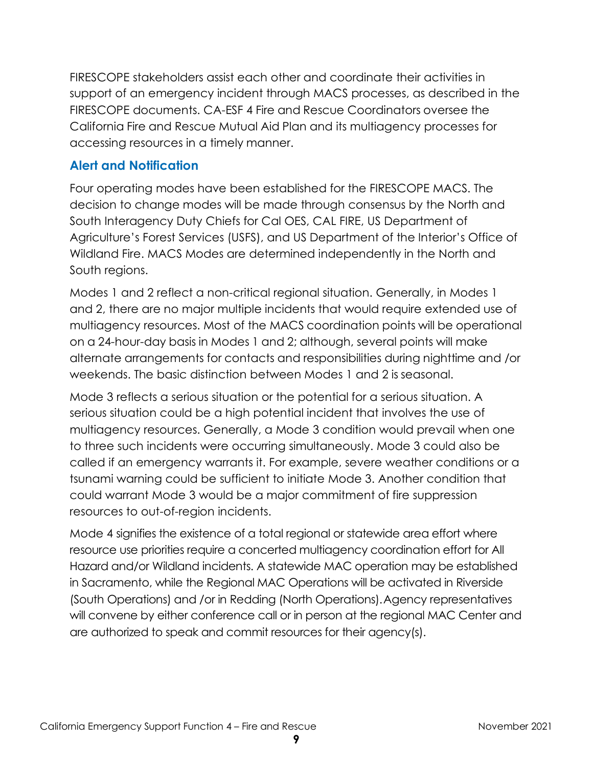FIRESCOPE stakeholders assist each other and coordinate their activities in support of an emergency incident through MACS processes, as described in the FIRESCOPE documents. CA-ESF 4 Fire and Rescue Coordinators oversee the California Fire and Rescue Mutual Aid Plan and its multiagency processes for accessing resources in a timely manner.

## Alert and Notification

Four operating modes have been established for the FIRESCOPE MACS. The decision to change modes will be made through consensus by the North and South Interagency Duty Chiefs for Cal OES, CAL FIRE, US Department of Agriculture's Forest Services (USFS), and US Department of the Interior's Office of Wildland Fire. MACS Modes are determined independently in the North and South regions.

Modes 1 and 2 reflect a non-critical regional situation. Generally, in Modes 1 and 2, there are no major multiple incidents that would require extended use of multiagency resources. Most of the MACS coordination points will be operational on a 24-hour-day basis in Modes 1 and 2; although, several points will make alternate arrangements for contacts and responsibilities during nighttime and /or weekends. The basic distinction between Modes 1 and 2 is seasonal.

Mode 3 reflects a serious situation or the potential for a serious situation. A serious situation could be a high potential incident that involves the use of multiagency resources. Generally, a Mode 3 condition would prevail when one to three such incidents were occurring simultaneously. Mode 3 could also be called if an emergency warrants it. For example, severe weather conditions or a tsunami warning could be sufficient to initiate Mode 3. Another condition that could warrant Mode 3 would be a major commitment of fire suppression resources to out-of-region incidents.

Mode 4 signifies the existence of a total regional or statewide area effort where resource use priorities require a concerted multiagency coordination effort for All Hazard and/or Wildland incidents. A statewide MAC operation may be established in Sacramento, while the Regional MAC Operations will be activated in Riverside (South Operations) and /or in Redding (North Operations). Agency representatives will convene by either conference call or in person at the regional MAC Center and are authorized to speak and commit resources for their agency(s).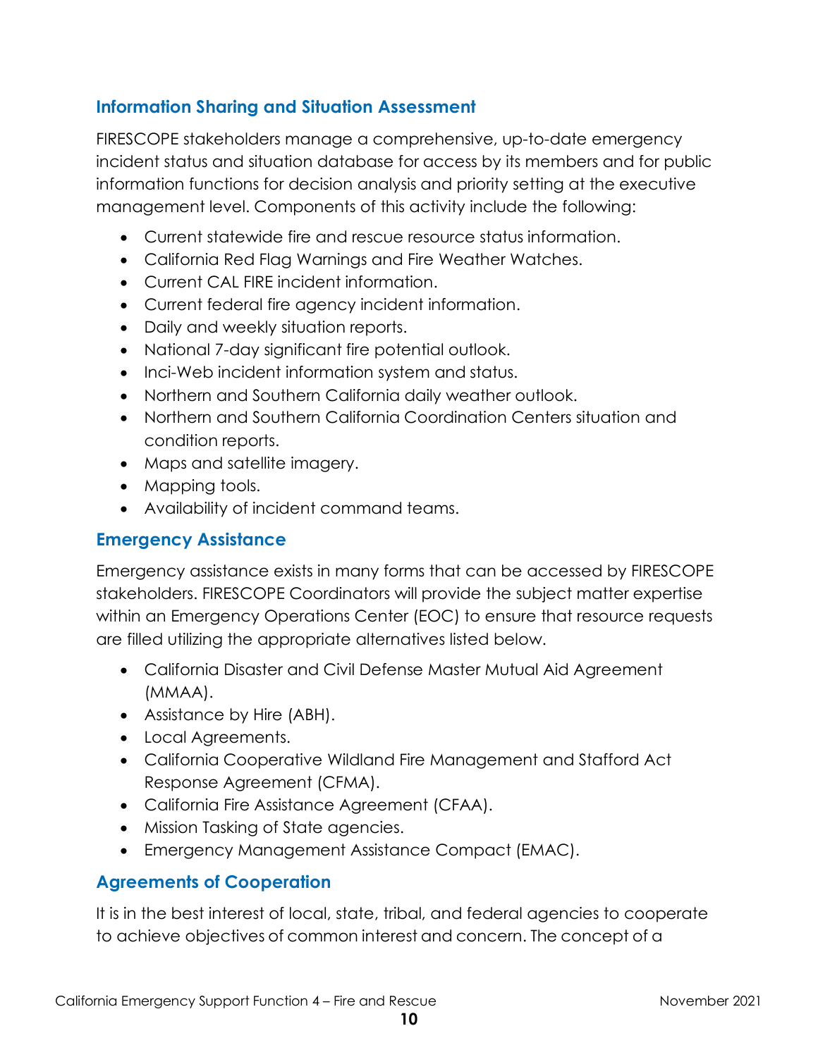### Information Sharing and Situation Assessment

FIRESCOPE stakeholders manage a comprehensive, up-to-date emergency incident status and situation database for access by its members and for public information functions for decision analysis and priority setting at the executive management level. Components of this activity include the following:

- Current statewide fire and rescue resource status information.
- California Red Flag Warnings and Fire Weather Watches.
- Current CAL FIRE incident information.
- Current federal fire agency incident information.
- Daily and weekly situation reports.
- National 7-day significant fire potential outlook.
- Inci-Web incident information system and status.
- Northern and Southern California daily weather outlook.
- Northern and Southern California Coordination Centers situation and condition reports.
- Maps and satellite imagery.
- Mapping tools.
- Availability of incident command teams.

### Emergency Assistance

Emergency assistance exists in many forms that can be accessed by FIRESCOPE stakeholders. FIRESCOPE Coordinators will provide the subject matter expertise within an Emergency Operations Center (EOC) to ensure that resource requests are filled utilizing the appropriate alternatives listed below.

- California Disaster and Civil Defense Master Mutual Aid Agreement (MMAA).
- Assistance by Hire (ABH).
- Local Agreements.
- California Cooperative Wildland Fire Management and Stafford Act Response Agreement (CFMA).
- California Fire Assistance Agreement (CFAA).
- Mission Tasking of State agencies.
- Emergency Management Assistance Compact (EMAC).

### Agreements of Cooperation

It is in the best interest of local, state, tribal, and federal agencies to cooperate to achieve objectives of common interest and concern. The concept of a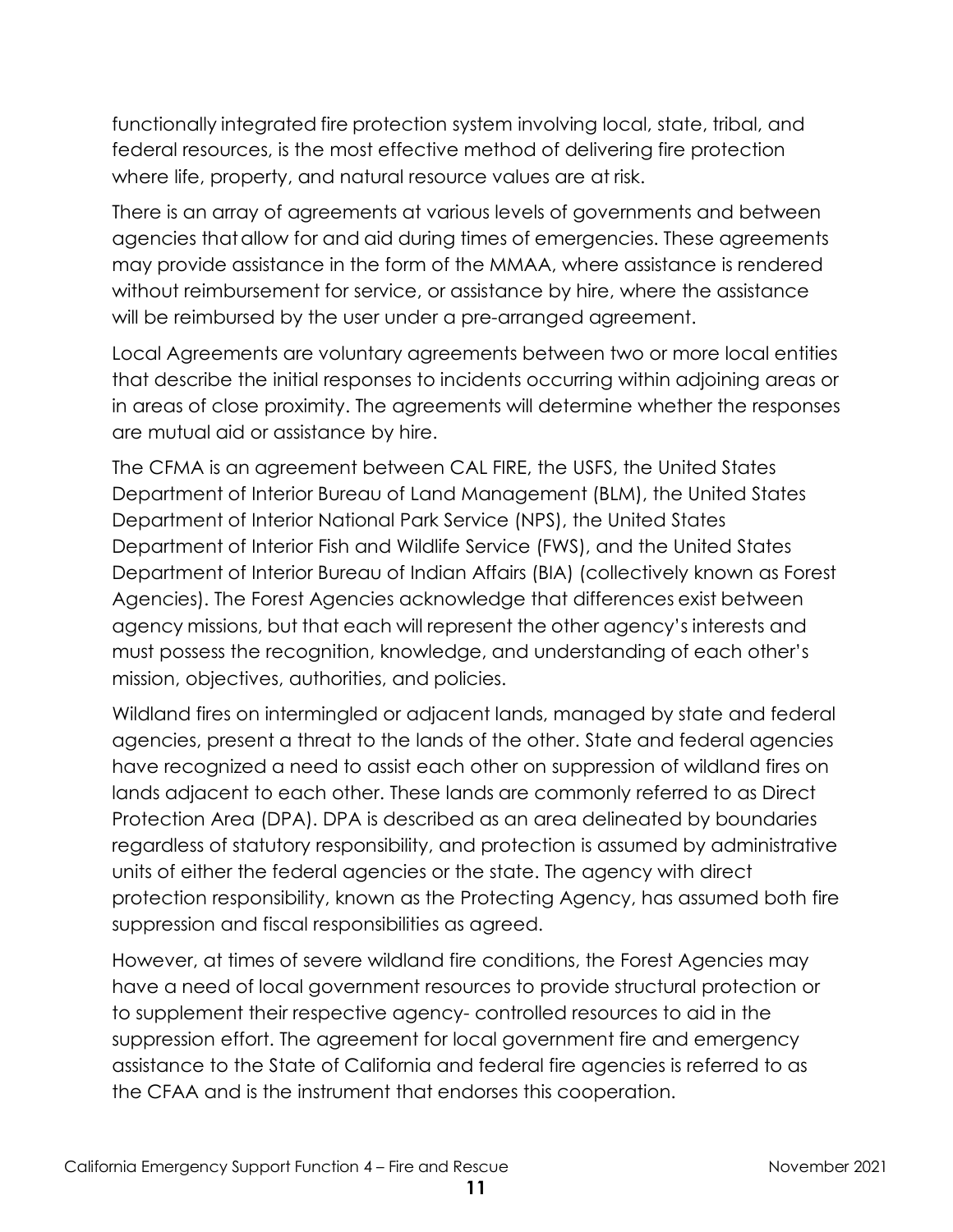functionally integrated fire protection system involving local, state, tribal, and federal resources, is the most effective method of delivering fire protection where life, property, and natural resource values are at risk.

There is an array of agreements at various levels of governments and between agencies that allow for and aid during times of emergencies. These agreements may provide assistance in the form of the MMAA, where assistance is rendered without reimbursement for service, or assistance by hire, where the assistance will be reimbursed by the user under a pre-arranged agreement.

Local Agreements are voluntary agreements between two or more local entities that describe the initial responses to incidents occurring within adjoining areas or in areas of close proximity. The agreements will determine whether the responses are mutual aid or assistance by hire.

The CFMA is an agreement between CAL FIRE, the USFS, the United States Department of Interior Bureau of Land Management (BLM), the United States Department of Interior National Park Service (NPS), the United States Department of Interior Fish and Wildlife Service (FWS), and the United States Department of Interior Bureau of Indian Affairs (BIA) (collectively known as Forest Agencies). The Forest Agencies acknowledge that differences exist between agency missions, but that each will represent the other agency's interests and must possess the recognition, knowledge, and understanding of each other's mission, objectives, authorities, and policies.

Wildland fires on intermingled or adjacent lands, managed by state and federal agencies, present a threat to the lands of the other. State and federal agencies have recognized a need to assist each other on suppression of wildland fires on lands adjacent to each other. These lands are commonly referred to as Direct Protection Area (DPA). DPA is described as an area delineated by boundaries regardless of statutory responsibility, and protection is assumed by administrative units of either the federal agencies or the state. The agency with direct protection responsibility, known as the Protecting Agency, has assumed both fire suppression and fiscal responsibilities as agreed.

However, at times of severe wildland fire conditions, the Forest Agencies may have a need of local government resources to provide structural protection or to supplement their respective agency- controlled resources to aid in the suppression effort. The agreement for local government fire and emergency assistance to the State of California and federal fire agencies is referred to as the CFAA and is the instrument that endorses this cooperation.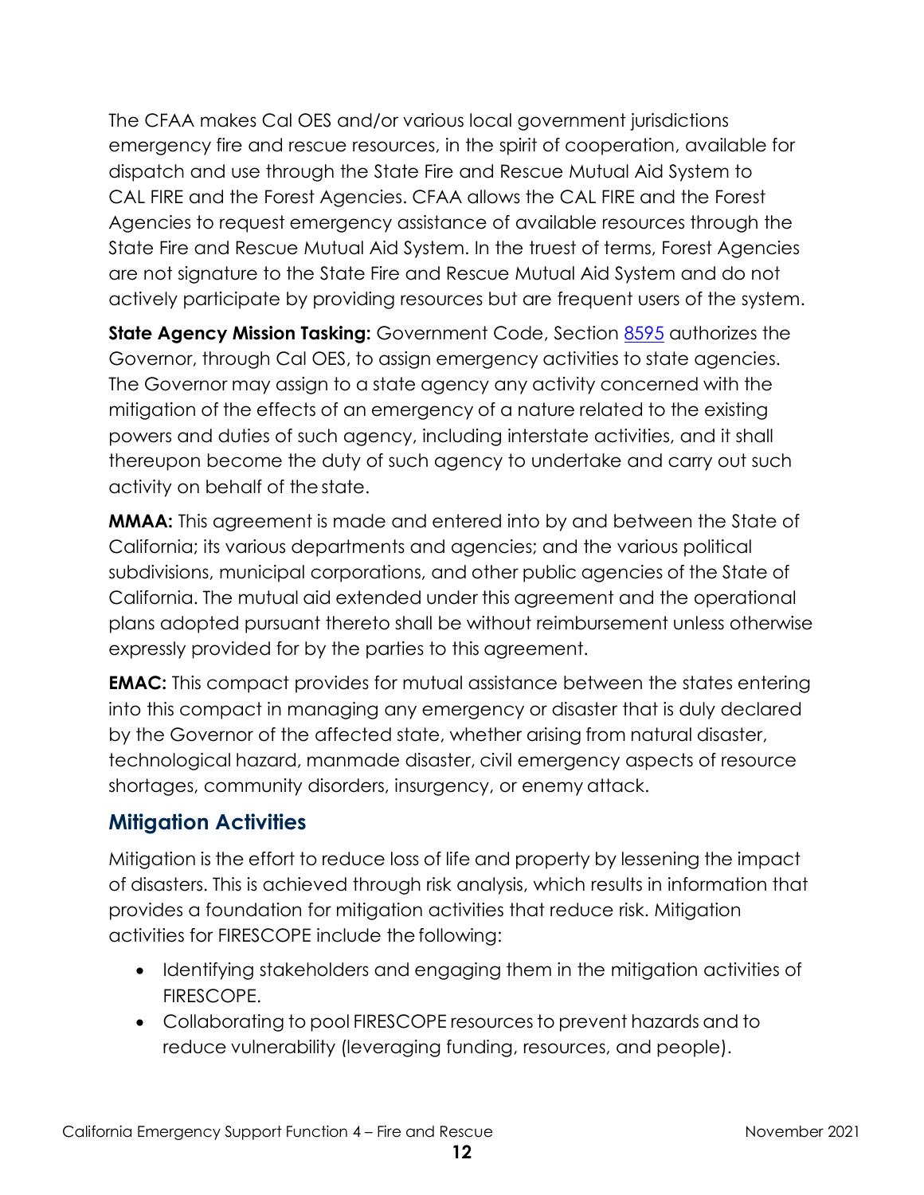The CFAA makes Cal OES and/or various local government jurisdictions emergency fire and rescue resources, in the spirit of cooperation, available for dispatch and use through the State Fire and Rescue Mutual Aid System to CAL FIRE and the Forest Agencies. CFAA allows the CAL FIRE and the Forest Agencies to request emergency assistance of available resources through the State Fire and Rescue Mutual Aid System. In the truest of terms, Forest Agencies are not signature to the State Fire and Rescue Mutual Aid System and do not actively participate by providing resources but are frequent users of the system.

**State Agency Mission Tasking:** Government Code, Section 8595 authorizes the Governor, through Cal OES, to assign emergency activities to state agencies. The Governor may assign to a state agency any activity concerned with the mitigation of the effects of an emergency of a nature related to the existing powers and duties of such agency, including interstate activities, and it shall thereupon become the duty of such agency to undertake and carry out such activity on behalf of the state.

**MMAA:** This agreement is made and entered into by and between the State of California; its various departments and agencies; and the various political subdivisions, municipal corporations, and other public agencies of the State of California. The mutual aid extended under this agreement and the operational plans adopted pursuant thereto shall be without reimbursement unless otherwise expressly provided for by the parties to this agreement.

**EMAC:** This compact provides for mutual assistance between the states entering into this compact in managing any emergency or disaster that is duly declared by the Governor of the affected state, whether arising from natural disaster, technological hazard, manmade disaster, civil emergency aspects of resource shortages, community disorders, insurgency, or enemy attack.

## Mitigation Activities

Mitigation is the effort to reduce loss of life and property by lessening the impact of disasters. This is achieved through risk analysis, which results in information that provides a foundation for mitigation activities that reduce risk. Mitigation activities for FIRESCOPE include the following:

- Identifying stakeholders and engaging them in the mitigation activities of FIRESCOPE.
- Collaborating to pool FIRESCOPE resources to prevent hazards and to reduce vulnerability (leveraging funding, resources, and people).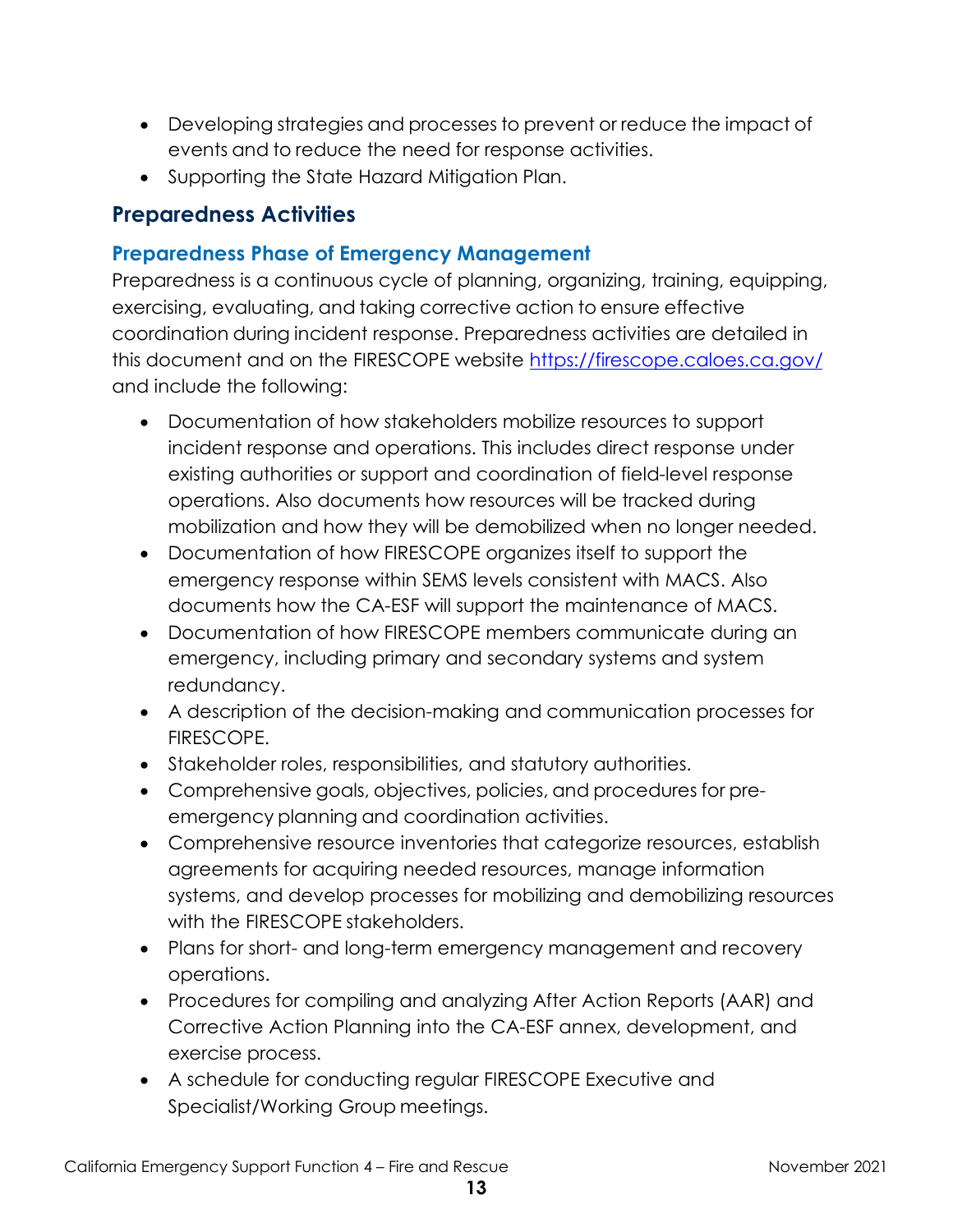- Developing strategies and processes to prevent or reduce the impact of events and to reduce the need for response activities.
- Supporting the State Hazard Mitigation Plan.

## Preparedness Activities

### Preparedness Phase of Emergency Management

Preparedness is a continuous cycle of planning, organizing, training, equipping, exercising, evaluating, and taking corrective action to ensure effective coordination during incident response. Preparedness activities are detailed in this document and on the FIRESCOPE website https://firescope.caloes.ca.gov/ and include the following:

- Documentation of how stakeholders mobilize resources to support incident response and operations. This includes direct response under existing authorities or support and coordination of field-level response operations. Also documents how resources will be tracked during mobilization and how they will be demobilized when no longer needed.
- Documentation of how FIRESCOPE organizes itself to support the emergency response within SEMS levels consistent with MACS. Also documents how the CA-ESF will support the maintenance of MACS.
- Documentation of how FIRESCOPE members communicate during an emergency, including primary and secondary systems and system redundancy.
- A description of the decision-making and communication processes for FIRESCOPE.
- Stakeholder roles, responsibilities, and statutory authorities.
- Comprehensive goals, objectives, policies, and procedures for pre-emergency planning and coordination activities.
- Comprehensive resource inventories that categorize resources, establish agreements for acquiring needed resources, manage information systems, and develop processes for mobilizing and demobilizing resources with the FIRESCOPE stakeholders.
- Plans for short- and long-term emergency management and recovery operations.
- Procedures for compiling and analyzing After Action Reports (AAR) and Corrective Action Planning into the CA-ESF annex, development, and exercise process.
- A schedule for conducting regular FIRESCOPE Executive and Specialist/Working Group meetings.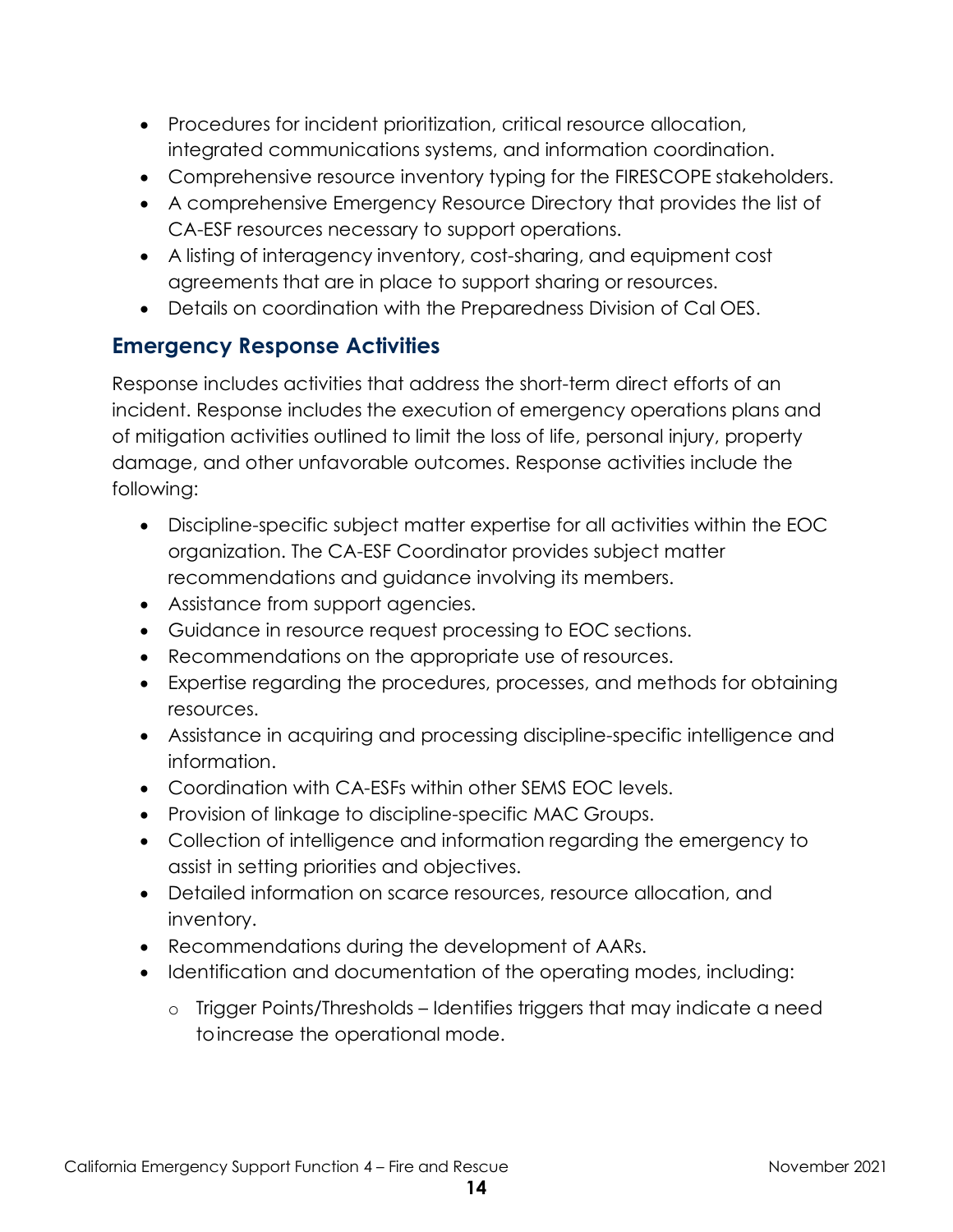- Procedures for incident prioritization, critical resource allocation, integrated communications systems, and information coordination.
- Comprehensive resource inventory typing for the FIRESCOPE stakeholders.
- A comprehensive Emergency Resource Directory that provides the list of CA-ESF resources necessary to support operations.
- A listing of interagency inventory, cost-sharing, and equipment cost agreements that are in place to support sharing or resources.
- Details on coordination with the Preparedness Division of Cal OES.

## Emergency Response Activities

Response includes activities that address the short-term direct efforts of an incident. Response includes the execution of emergency operations plans and of mitigation activities outlined to limit the loss of life, personal injury, property damage, and other unfavorable outcomes. Response activities include the following:

- Discipline-specific subject matter expertise for all activities within the EOC organization. The CA-ESF Coordinator provides subject matter recommendations and guidance involving its members.
- Assistance from support agencies.
- Guidance in resource request processing to EOC sections.
- Recommendations on the appropriate use of resources.
- Expertise regarding the procedures, processes, and methods for obtaining resources.
- Assistance in acquiring and processing discipline-specific intelligence and information.
- Coordination with CA-ESFs within other SEMS EOC levels.
- Provision of linkage to discipline-specific MAC Groups.
- Collection of intelligence and information regarding the emergency to assist in setting priorities and objectives.
- Detailed information on scarce resources, resource allocation, and inventory.
- Recommendations during the development of AARs.
- Identification and documentation of the operating modes, including:
  - Trigger Points/Thresholds – Identifies triggers that may indicate a need to increase the operational mode.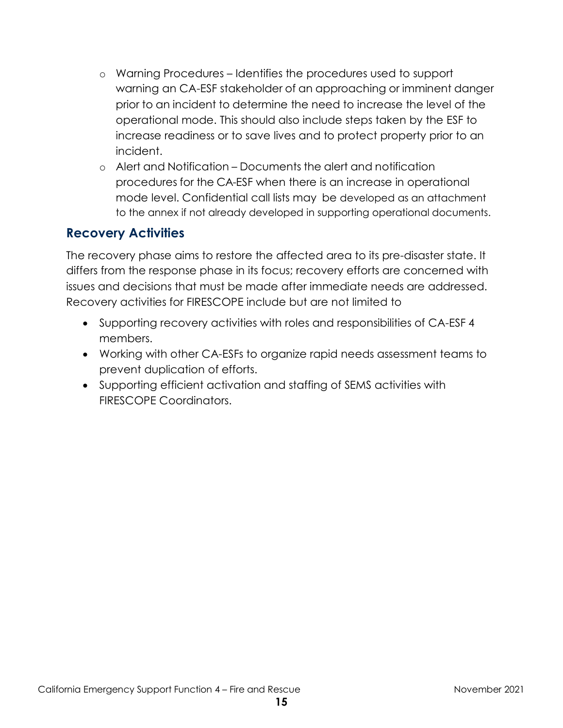- Warning Procedures – Identifies the procedures used to support warning an CA-ESF stakeholder of an approaching or imminent danger prior to an incident to determine the need to increase the level of the operational mode. This should also include steps taken by the ESF to increase readiness or to save lives and to protect property prior to an incident.
- Alert and Notification – Documents the alert and notification procedures for the CA-ESF when there is an increase in operational mode level. Confidential call lists may be developed as an attachment to the annex if not already developed in supporting operational documents.

## Recovery Activities

The recovery phase aims to restore the affected area to its pre-disaster state. It differs from the response phase in its focus; recovery efforts are concerned with issues and decisions that must be made after immediate needs are addressed. Recovery activities for FIRESCOPE include but are not limited to

- Supporting recovery activities with roles and responsibilities of CA-ESF 4 members.
- Working with other CA-ESFs to organize rapid needs assessment teams to prevent duplication of efforts.
- Supporting efficient activation and staffing of SEMS activities with FIRESCOPE Coordinators.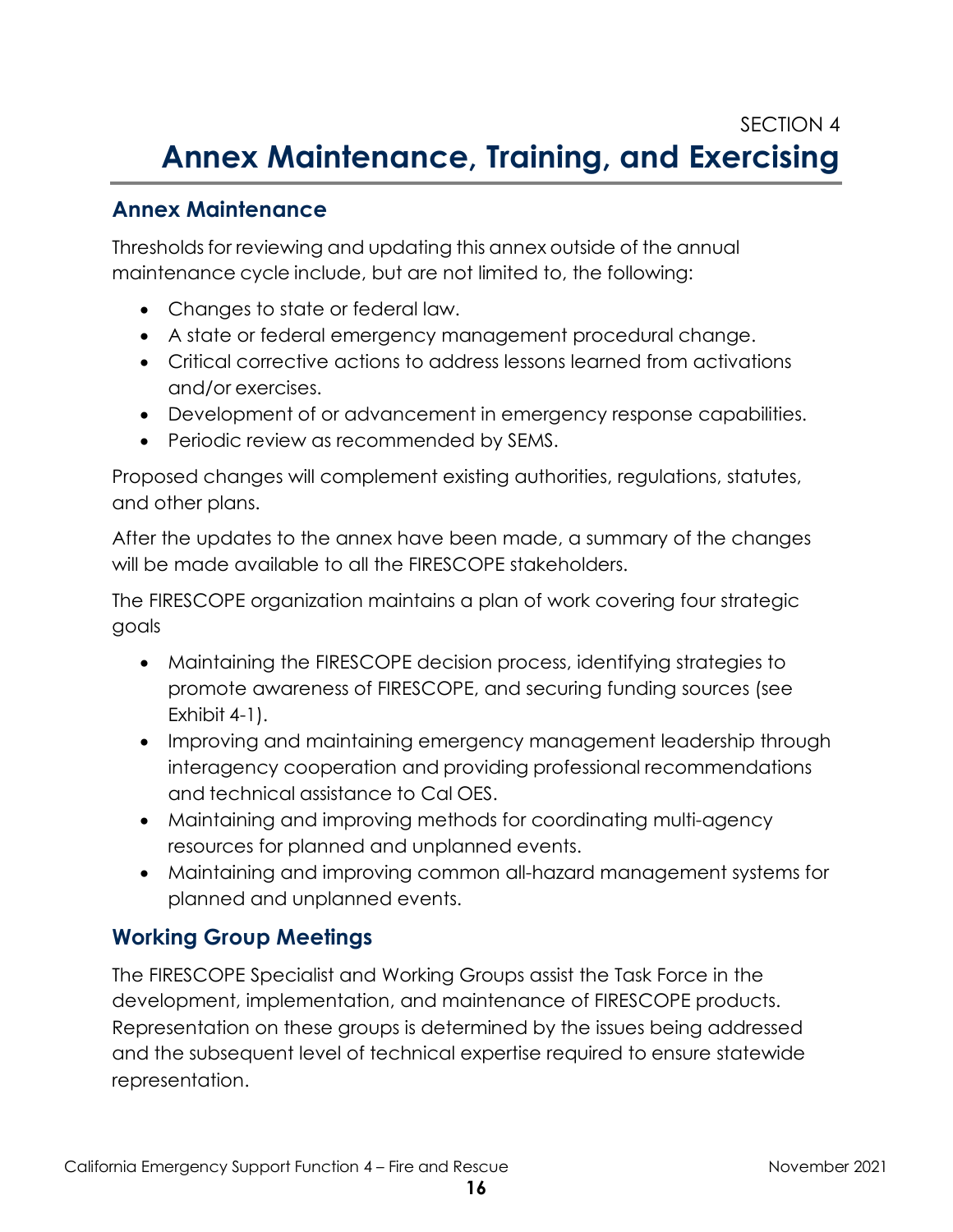SECTION 4

# Annex Maintenance, Training, and Exercising

## Annex Maintenance

Thresholds for reviewing and updating this annex outside of the annual maintenance cycle include, but are not limited to, the following:

- Changes to state or federal law.
- A state or federal emergency management procedural change.
- Critical corrective actions to address lessons learned from activations and/or exercises.
- Development of or advancement in emergency response capabilities.
- Periodic review as recommended by SEMS.

Proposed changes will complement existing authorities, regulations, statutes, and other plans.

After the updates to the annex have been made, a summary of the changes will be made available to all the FIRESCOPE stakeholders.

The FIRESCOPE organization maintains a plan of work covering four strategic goals

- Maintaining the FIRESCOPE decision process, identifying strategies to promote awareness of FIRESCOPE, and securing funding sources (see Exhibit 4-1).
- Improving and maintaining emergency management leadership through interagency cooperation and providing professional recommendations and technical assistance to Cal OES.
- Maintaining and improving methods for coordinating multi-agency resources for planned and unplanned events.
- Maintaining and improving common all-hazard management systems for planned and unplanned events.

## Working Group Meetings

The FIRESCOPE Specialist and Working Groups assist the Task Force in the development, implementation, and maintenance of FIRESCOPE products. Representation on these groups is determined by the issues being addressed and the subsequent level of technical expertise required to ensure statewide representation.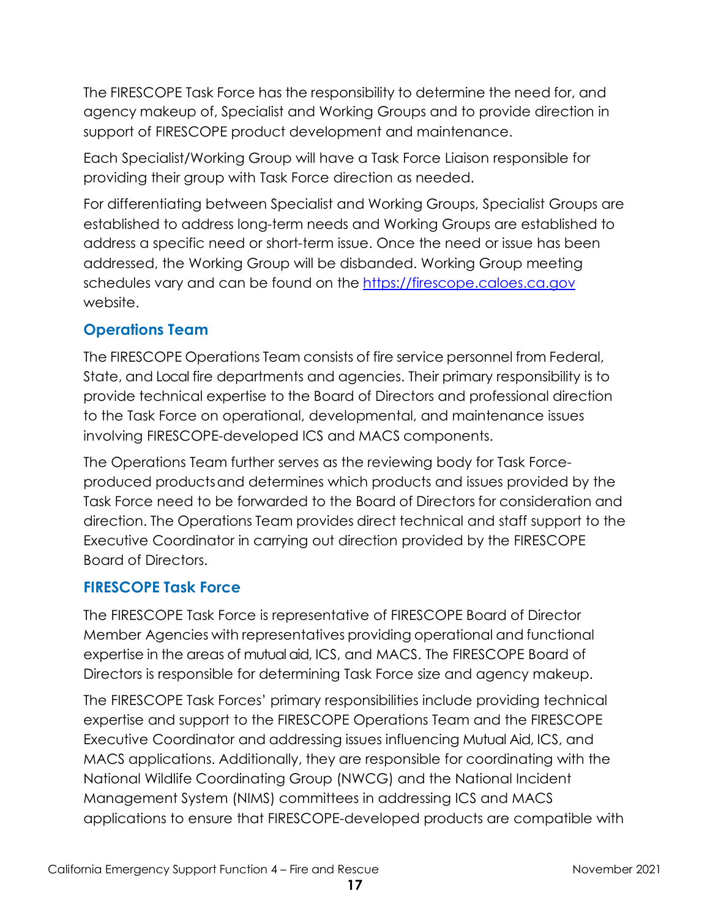The FIRESCOPE Task Force has the responsibility to determine the need for, and agency makeup of, Specialist and Working Groups and to provide direction in support of FIRESCOPE product development and maintenance.

Each Specialist/Working Group will have a Task Force Liaison responsible for providing their group with Task Force direction as needed.

For differentiating between Specialist and Working Groups, Specialist Groups are established to address long-term needs and Working Groups are established to address a specific need or short-term issue. Once the need or issue has been addressed, the Working Group will be disbanded. Working Group meeting schedules vary and can be found on the [https://firescope.caloes.ca.gov](https://firescope.caloes.ca.gov) website.

### Operations Team

The FIRESCOPE Operations Team consists of fire service personnel from Federal, State, and Local fire departments and agencies. Their primary responsibility is to provide technical expertise to the Board of Directors and professional direction to the Task Force on operational, developmental, and maintenance issues involving FIRESCOPE-developed ICS and MACS components.

The Operations Team further serves as the reviewing body for Task Force-produced products and determines which products and issues provided by the Task Force need to be forwarded to the Board of Directors for consideration and direction. The Operations Team provides direct technical and staff support to the Executive Coordinator in carrying out direction provided by the FIRESCOPE Board of Directors.

### FIRESCOPE Task Force

The FIRESCOPE Task Force is representative of FIRESCOPE Board of Director Member Agencies with representatives providing operational and functional expertise in the areas of mutual aid, ICS, and MACS. The FIRESCOPE Board of Directors is responsible for determining Task Force size and agency makeup.

The FIRESCOPE Task Forces' primary responsibilities include providing technical expertise and support to the FIRESCOPE Operations Team and the FIRESCOPE Executive Coordinator and addressing issues influencing Mutual Aid, ICS, and MACS applications. Additionally, they are responsible for coordinating with the National Wildlife Coordinating Group (NWCG) and the National Incident Management System (NIMS) committees in addressing ICS and MACS applications to ensure that FIRESCOPE-developed products are compatible with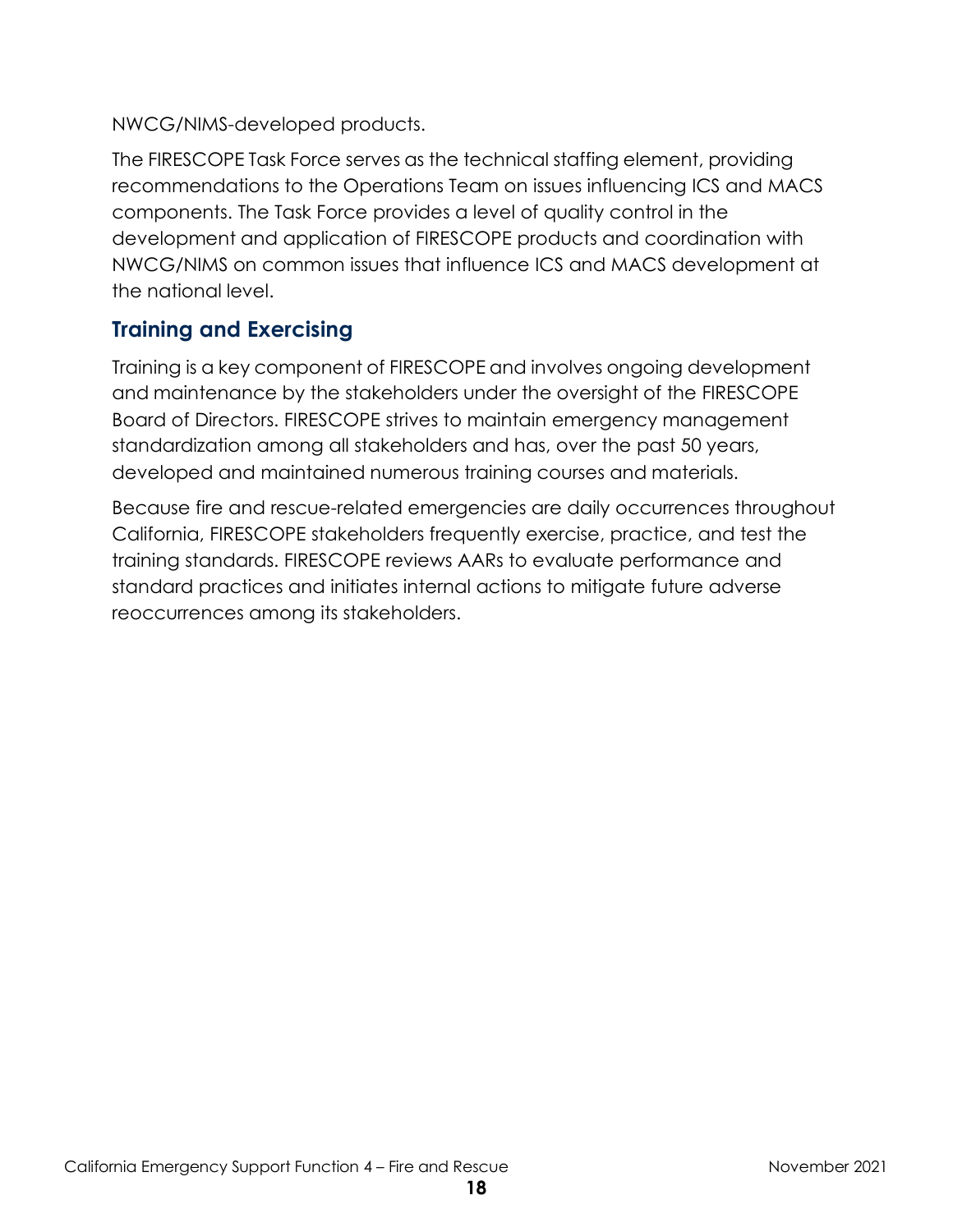NWCG/NIMS-developed products.

The FIRESCOPE Task Force serves as the technical staffing element, providing recommendations to the Operations Team on issues influencing ICS and MACS components. The Task Force provides a level of quality control in the development and application of FIRESCOPE products and coordination with NWCG/NIMS on common issues that influence ICS and MACS development at the national level.

## Training and Exercising

Training is a key component of FIRESCOPE and involves ongoing development and maintenance by the stakeholders under the oversight of the FIRESCOPE Board of Directors. FIRESCOPE strives to maintain emergency management standardization among all stakeholders and has, over the past 50 years, developed and maintained numerous training courses and materials.

Because fire and rescue-related emergencies are daily occurrences throughout California, FIRESCOPE stakeholders frequently exercise, practice, and test the training standards. FIRESCOPE reviews AARs to evaluate performance and standard practices and initiates internal actions to mitigate future adverse reoccurrences among its stakeholders.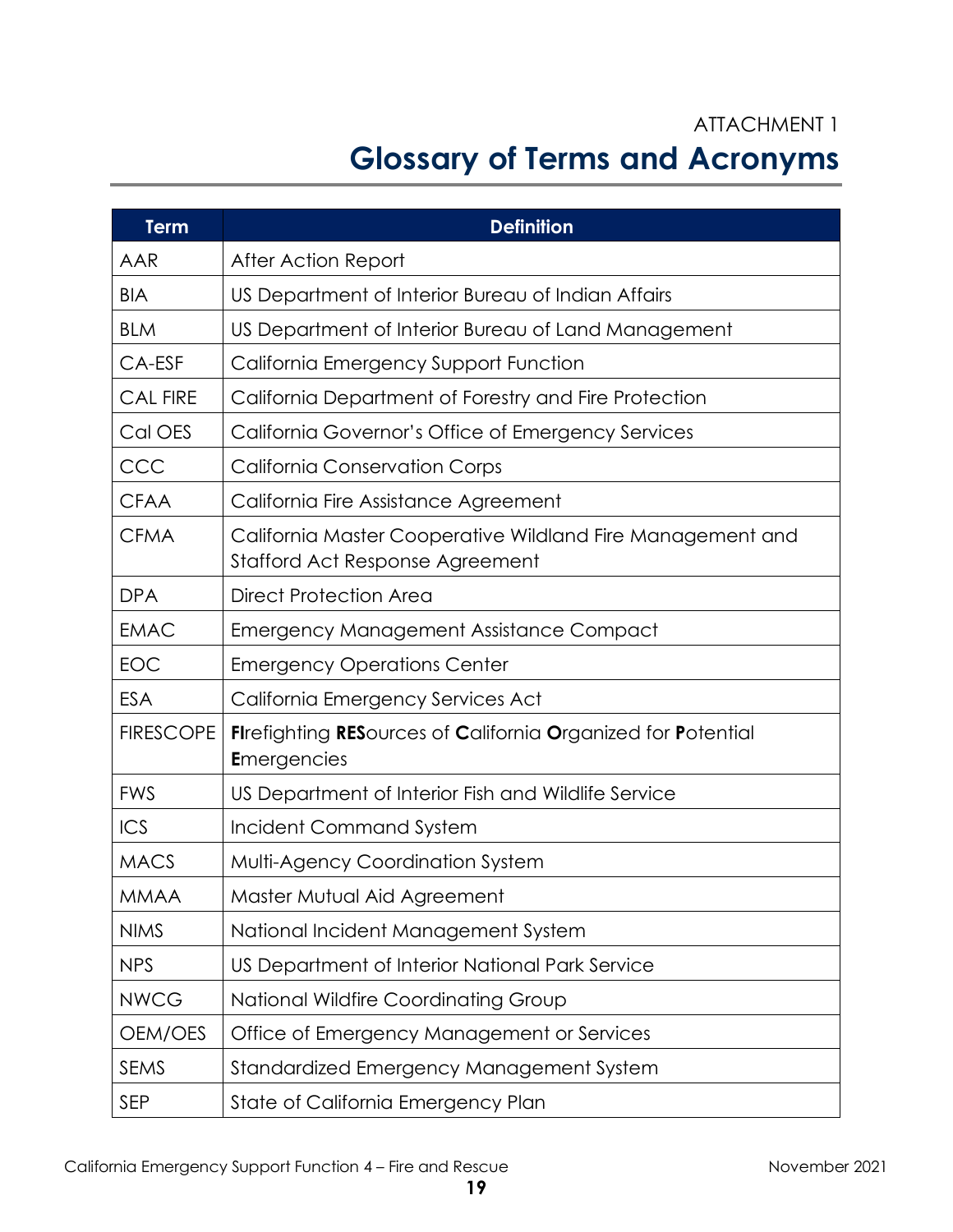ATTACHMENT 1

# Glossary of Terms and Acronyms

| Term | Definition |
|---|---|
| AAR | After Action Report |
| BIA | US Department of Interior Bureau of Indian Affairs |
| BLM | US Department of Interior Bureau of Land Management |
| CA-ESF | California Emergency Support Function |
| CAL FIRE | California Department of Forestry and Fire Protection |
| Cal OES | California Governor's Office of Emergency Services |
| CCC | California Conservation Corps |
| CFAA | California Fire Assistance Agreement |
| CFMA | California Master Cooperative Wildland Fire Management and Stafford Act Response Agreement |
| DPA | Direct Protection Area |
| EMAC | Emergency Management Assistance Compact |
| EOC | Emergency Operations Center |
| ESA | California Emergency Services Act |
| FIRESCOPE | **FI**refighting **RES**ources of **C**alifornia **O**rganized for **P**otential **E**mergencies |
| FWS | US Department of Interior Fish and Wildlife Service |
| ICS | Incident Command System |
| MACS | Multi-Agency Coordination System |
| MMAA | Master Mutual Aid Agreement |
| NIMS | National Incident Management System |
| NPS | US Department of Interior National Park Service |
| NWCG | National Wildfire Coordinating Group |
| OEM/OES | Office of Emergency Management or Services |
| SEMS | Standardized Emergency Management System |
| SEP | State of California Emergency Plan |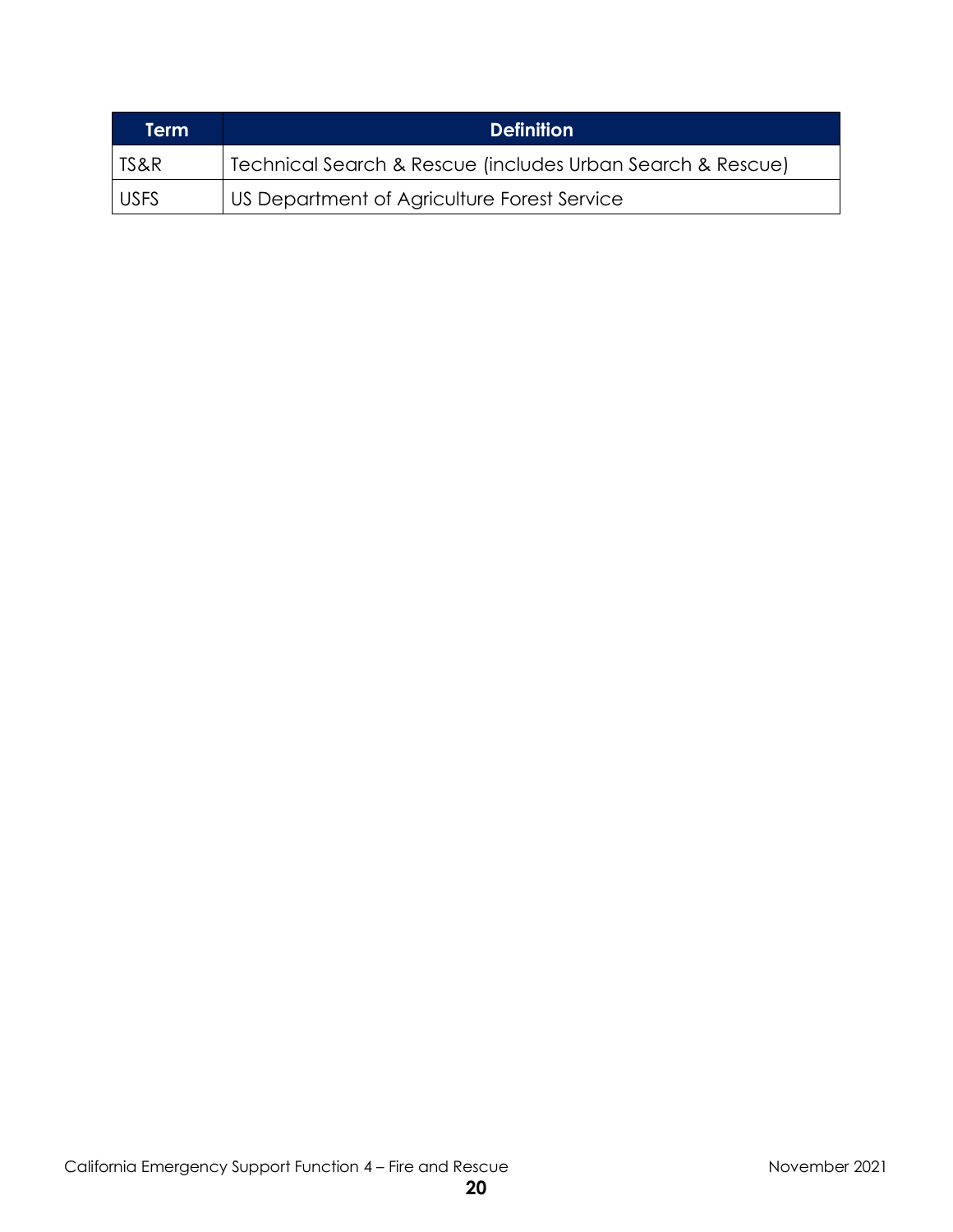| Term | Definition |
|---|---|
| TS&R | Technical Search & Rescue (includes Urban Search & Rescue) |
| USFS | US Department of Agriculture Forest Service |